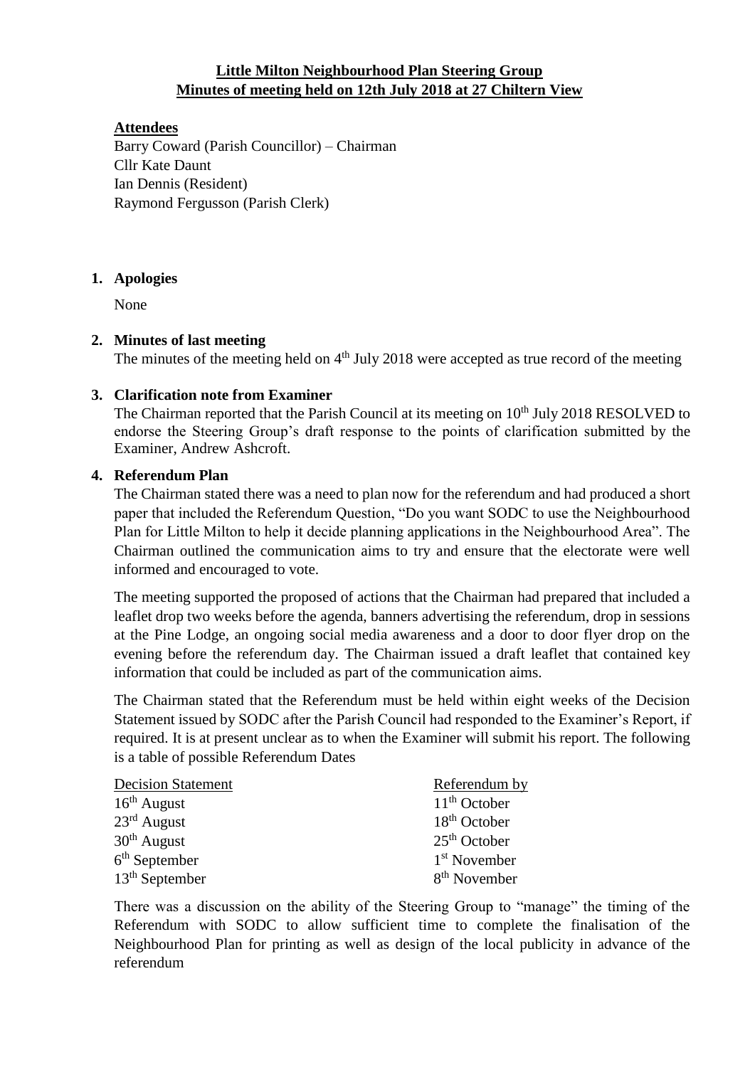**Little Milton Neighbourhood Plan Steering Group**
**Minutes of meeting held on 12th July 2018 at 27 Chiltern View**

**Attendees**

Barry Coward (Parish Councillor) – Chairman
Cllr Kate Daunt
Ian Dennis (Resident)
Raymond Fergusson (Parish Clerk)

1. **Apologies**

   None

2. **Minutes of last meeting**

   The minutes of the meeting held on 4th July 2018 were accepted as true record of the meeting

3. **Clarification note from Examiner**

   The Chairman reported that the Parish Council at its meeting on 10th July 2018 RESOLVED to endorse the Steering Group's draft response to the points of clarification submitted by the Examiner, Andrew Ashcroft.

4. **Referendum Plan**

   The Chairman stated there was a need to plan now for the referendum and had produced a short paper that included the Referendum Question, "Do you want SODC to use the Neighbourhood Plan for Little Milton to help it decide planning applications in the Neighbourhood Area". The Chairman outlined the communication aims to try and ensure that the electorate were well informed and encouraged to vote.

   The meeting supported the proposed of actions that the Chairman had prepared that included a leaflet drop two weeks before the agenda, banners advertising the referendum, drop in sessions at the Pine Lodge, an ongoing social media awareness and a door to door flyer drop on the evening before the referendum day. The Chairman issued a draft leaflet that contained key information that could be included as part of the communication aims.

   The Chairman stated that the Referendum must be held within eight weeks of the Decision Statement issued by SODC after the Parish Council had responded to the Examiner's Report, if required. It is at present unclear as to when the Examiner will submit his report. The following is a table of possible Referendum Dates

   | Decision Statement | Referendum by |
   |---|---|
   | 16th August | 11th October |
   | 23rd August | 18th October |
   | 30th August | 25th October |
   | 6th September | 1st November |
   | 13th September | 8th November |

   There was a discussion on the ability of the Steering Group to "manage" the timing of the Referendum with SODC to allow sufficient time to complete the finalisation of the Neighbourhood Plan for printing as well as design of the local publicity in advance of the referendum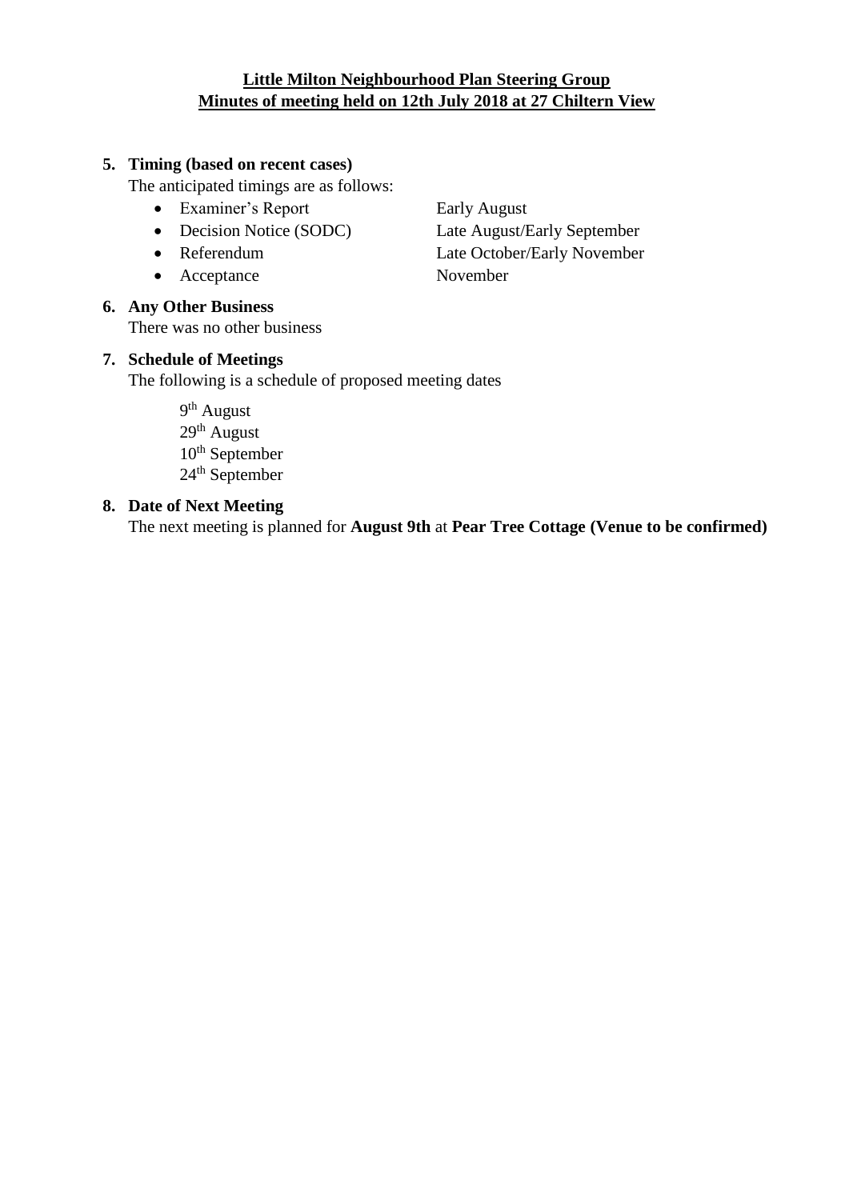**Little Milton Neighbourhood Plan Steering Group**
**Minutes of meeting held on 12th July 2018 at 27 Chiltern View**

**5. Timing (based on recent cases)**

The anticipated timings are as follows:

- Examiner's Report — Early August
- Decision Notice (SODC) — Late August/Early September
- Referendum — Late October/Early November
- Acceptance — November

**6. Any Other Business**

There was no other business

**7. Schedule of Meetings**

The following is a schedule of proposed meeting dates

9th August
29th August
10th September
24th September

**8. Date of Next Meeting**

The next meeting is planned for **August 9th** at **Pear Tree Cottage (Venue to be confirmed)**